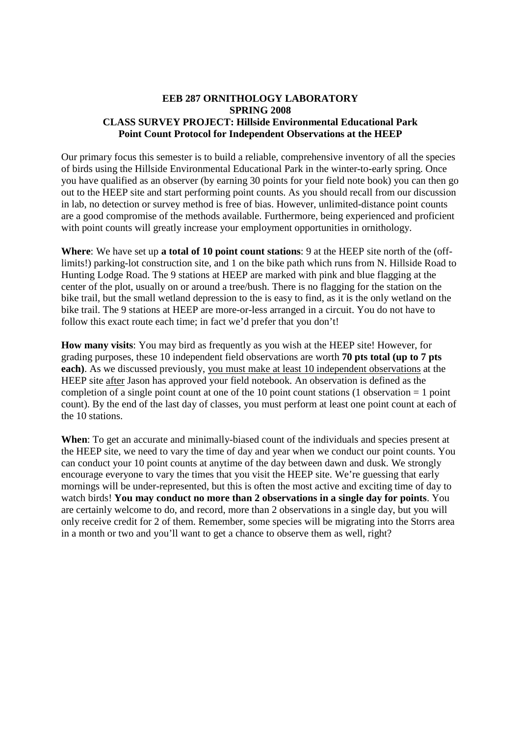**EEB 287 ORNITHOLOGY LABORATORY**
**SPRING 2008**
**CLASS SURVEY PROJECT: Hillside Environmental Educational Park**
**Point Count Protocol for Independent Observations at the HEEP**

Our primary focus this semester is to build a reliable, comprehensive inventory of all the species of birds using the Hillside Environmental Educational Park in the winter-to-early spring. Once you have qualified as an observer (by earning 30 points for your field note book) you can then go out to the HEEP site and start performing point counts. As you should recall from our discussion in lab, no detection or survey method is free of bias. However, unlimited-distance point counts are a good compromise of the methods available. Furthermore, being experienced and proficient with point counts will greatly increase your employment opportunities in ornithology.

**Where**: We have set up **a total of 10 point count stations**: 9 at the HEEP site north of the (off-limits!) parking-lot construction site, and 1 on the bike path which runs from N. Hillside Road to Hunting Lodge Road. The 9 stations at HEEP are marked with pink and blue flagging at the center of the plot, usually on or around a tree/bush. There is no flagging for the station on the bike trail, but the small wetland depression to the is easy to find, as it is the only wetland on the bike trail. The 9 stations at HEEP are more-or-less arranged in a circuit. You do not have to follow this exact route each time; in fact we'd prefer that you don't!

**How many visits**: You may bird as frequently as you wish at the HEEP site! However, for grading purposes, these 10 independent field observations are worth **70 pts total (up to 7 pts each)**. As we discussed previously, <u>you must make at least 10 independent observations</u> at the HEEP site <u>after</u> Jason has approved your field notebook. An observation is defined as the completion of a single point count at one of the 10 point count stations (1 observation = 1 point count). By the end of the last day of classes, you must perform at least one point count at each of the 10 stations.

**When**: To get an accurate and minimally-biased count of the individuals and species present at the HEEP site, we need to vary the time of day and year when we conduct our point counts. You can conduct your 10 point counts at anytime of the day between dawn and dusk. We strongly encourage everyone to vary the times that you visit the HEEP site. We're guessing that early mornings will be under-represented, but this is often the most active and exciting time of day to watch birds! **You may conduct no more than 2 observations in a single day for points**. You are certainly welcome to do, and record, more than 2 observations in a single day, but you will only receive credit for 2 of them. Remember, some species will be migrating into the Storrs area in a month or two and you'll want to get a chance to observe them as well, right?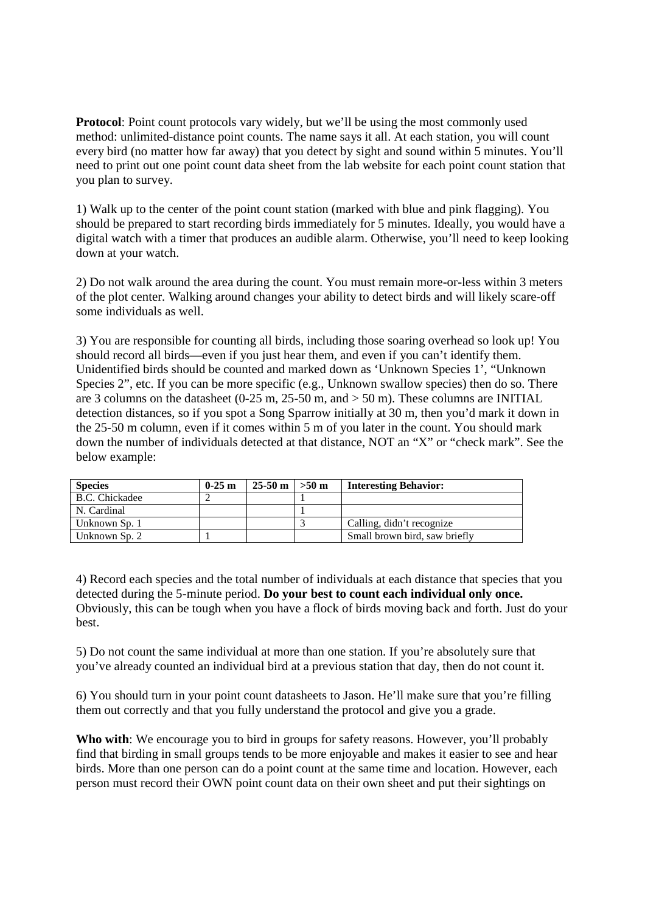**Protocol**: Point count protocols vary widely, but we'll be using the most commonly used method: unlimited-distance point counts. The name says it all. At each station, you will count every bird (no matter how far away) that you detect by sight and sound within 5 minutes. You'll need to print out one point count data sheet from the lab website for each point count station that you plan to survey.

1) Walk up to the center of the point count station (marked with blue and pink flagging). You should be prepared to start recording birds immediately for 5 minutes. Ideally, you would have a digital watch with a timer that produces an audible alarm. Otherwise, you'll need to keep looking down at your watch.

2) Do not walk around the area during the count. You must remain more-or-less within 3 meters of the plot center. Walking around changes your ability to detect birds and will likely scare-off some individuals as well.

3) You are responsible for counting all birds, including those soaring overhead so look up! You should record all birds—even if you just hear them, and even if you can't identify them. Unidentified birds should be counted and marked down as 'Unknown Species 1', "Unknown Species 2", etc. If you can be more specific (e.g., Unknown swallow species) then do so. There are 3 columns on the datasheet (0-25 m, 25-50 m, and > 50 m). These columns are INITIAL detection distances, so if you spot a Song Sparrow initially at 30 m, then you'd mark it down in the 25-50 m column, even if it comes within 5 m of you later in the count. You should mark down the number of individuals detected at that distance, NOT an "X" or "check mark". See the below example:

| Species | 0-25 m | 25-50 m | >50 m | Interesting Behavior: |
|---|---|---|---|---|
| B.C. Chickadee | 2 | | 1 | |
| N. Cardinal | | | 1 | |
| Unknown Sp. 1 | | | 3 | Calling, didn't recognize |
| Unknown Sp. 2 | 1 | | | Small brown bird, saw briefly |

4) Record each species and the total number of individuals at each distance that species that you detected during the 5-minute period. **Do your best to count each individual only once.** Obviously, this can be tough when you have a flock of birds moving back and forth. Just do your best.

5) Do not count the same individual at more than one station. If you're absolutely sure that you've already counted an individual bird at a previous station that day, then do not count it.

6) You should turn in your point count datasheets to Jason. He'll make sure that you're filling them out correctly and that you fully understand the protocol and give you a grade.

**Who with**: We encourage you to bird in groups for safety reasons. However, you'll probably find that birding in small groups tends to be more enjoyable and makes it easier to see and hear birds. More than one person can do a point count at the same time and location. However, each person must record their OWN point count data on their own sheet and put their sightings on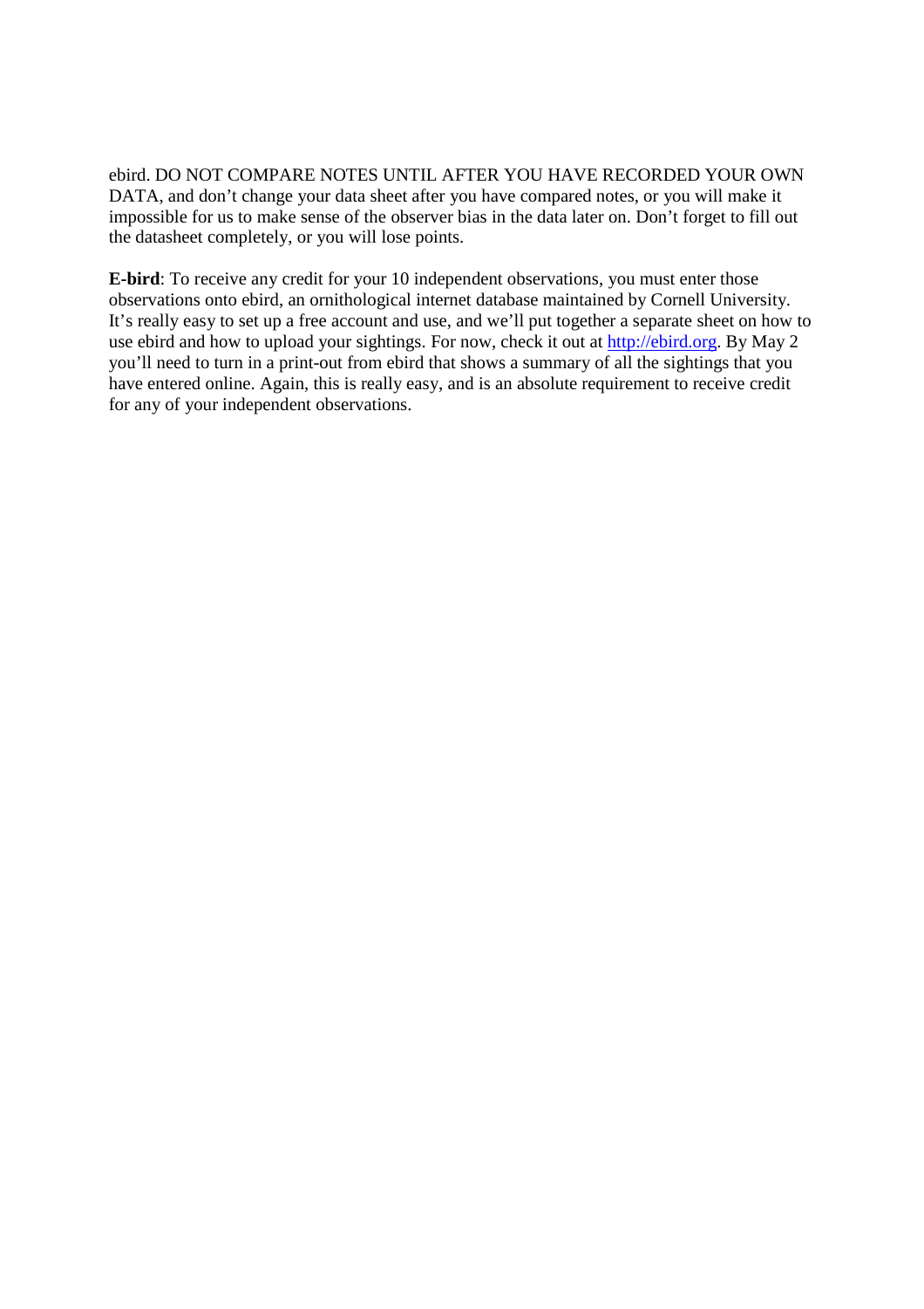ebird. DO NOT COMPARE NOTES UNTIL AFTER YOU HAVE RECORDED YOUR OWN DATA, and don't change your data sheet after you have compared notes, or you will make it impossible for us to make sense of the observer bias in the data later on. Don't forget to fill out the datasheet completely, or you will lose points.

**E-bird**: To receive any credit for your 10 independent observations, you must enter those observations onto ebird, an ornithological internet database maintained by Cornell University. It's really easy to set up a free account and use, and we'll put together a separate sheet on how to use ebird and how to upload your sightings. For now, check it out at [http://ebird.org](http://ebird.org). By May 2 you'll need to turn in a print-out from ebird that shows a summary of all the sightings that you have entered online. Again, this is really easy, and is an absolute requirement to receive credit for any of your independent observations.